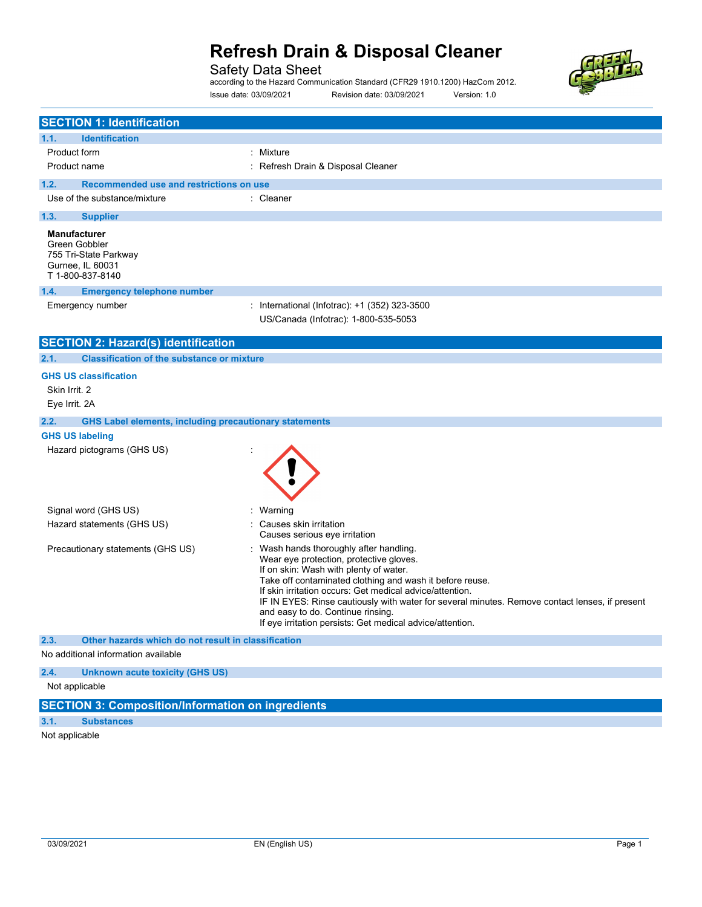# Refresh Drain & Disposal Cleaner

Safety Data Sheet

according to the Hazard Communication Standard (CFR29 1910.1200) HazCom 2012.

Issue date: 03/09/2021 Revision date: 03/09/2021 Version: 1.0

## SECTION 1: Identification

### 1.1. Identification

Product form : Mixture

Product name : Refresh Drain & Disposal Cleaner

### 1.2. Recommended use and restrictions on use

Use of the substance/mixture : Cleaner

### 1.3. Supplier

**Manufacturer**
Green Gobbler
755 Tri-State Parkway
Gurnee, IL 60031
T 1-800-837-8140

### 1.4. Emergency telephone number

Emergency number : International (Infotrac): +1 (352) 323-3500
US/Canada (Infotrac): 1-800-535-5053

## SECTION 2: Hazard(s) identification

### 2.1. Classification of the substance or mixture

**GHS US classification**

Skin Irrit. 2

Eye Irrit. 2A

### 2.2. GHS Label elements, including precautionary statements

**GHS US labeling**

Hazard pictograms (GHS US) :

Signal word (GHS US) : Warning

Hazard statements (GHS US) : Causes skin irritation
Causes serious eye irritation

Precautionary statements (GHS US) : Wash hands thoroughly after handling.
Wear eye protection, protective gloves.
If on skin: Wash with plenty of water.
Take off contaminated clothing and wash it before reuse.
If skin irritation occurs: Get medical advice/attention.
IF IN EYES: Rinse cautiously with water for several minutes. Remove contact lenses, if present and easy to do. Continue rinsing.
If eye irritation persists: Get medical advice/attention.

### 2.3. Other hazards which do not result in classification

No additional information available

### 2.4. Unknown acute toxicity (GHS US)

Not applicable

## SECTION 3: Composition/Information on ingredients

### 3.1. Substances

Not applicable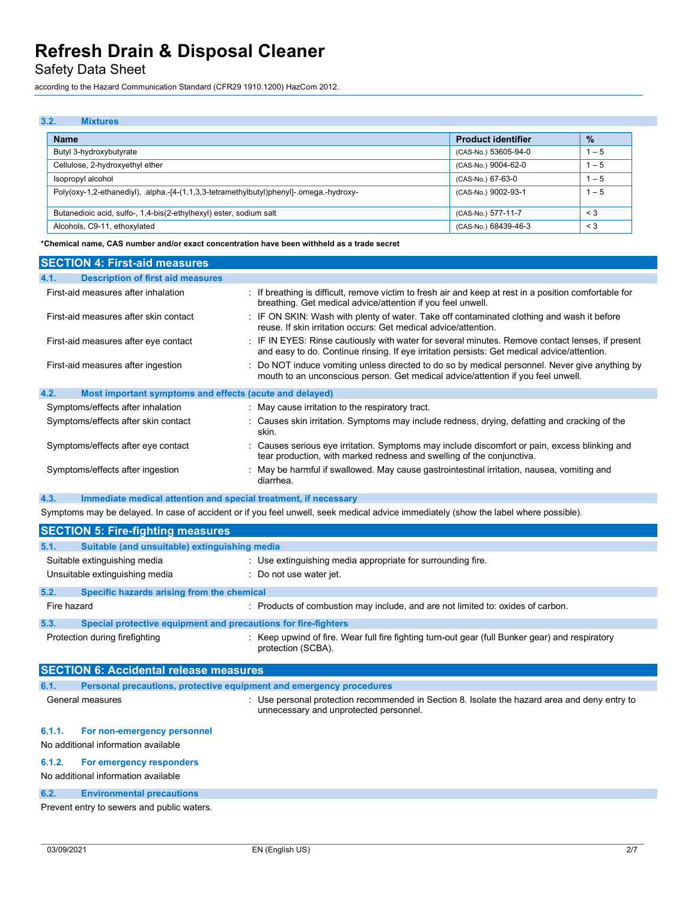### 3.2. Mixtures

| Name | Product identifier | % |
|---|---|---|
| Butyl 3-hydroxybutyrate | (CAS-No.) 53605-94-0 | 1 – 5 |
| Cellulose, 2-hydroxyethyl ether | (CAS-No.) 9004-62-0 | 1 – 5 |
| Isopropyl alcohol | (CAS-No.) 67-63-0 | 1 – 5 |
| Poly(oxy-1,2-ethanediyl), .alpha.-[4-(1,1,3,3-tetramethylbutyl)phenyl]-.omega.-hydroxy- | (CAS-No.) 9002-93-1 | 1 – 5 |
| Butanedioic acid, sulfo-, 1,4-bis(2-ethylhexyl) ester, sodium salt | (CAS-No.) 577-11-7 | < 3 |
| Alcohols, C9-11, ethoxylated | (CAS-No.) 68439-46-3 | < 3 |

**\*Chemical name, CAS number and/or exact concentration have been withheld as a trade secret**

## SECTION 4: First-aid measures

### 4.1. Description of first aid measures

First-aid measures after inhalation : If breathing is difficult, remove victim to fresh air and keep at rest in a position comfortable for breathing. Get medical advice/attention if you feel unwell.

First-aid measures after skin contact : IF ON SKIN: Wash with plenty of water. Take off contaminated clothing and wash it before reuse. If skin irritation occurs: Get medical advice/attention.

First-aid measures after eye contact : IF IN EYES: Rinse cautiously with water for several minutes. Remove contact lenses, if present and easy to do. Continue rinsing. If eye irritation persists: Get medical advice/attention.

First-aid measures after ingestion : Do NOT induce vomiting unless directed to do so by medical personnel. Never give anything by mouth to an unconscious person. Get medical advice/attention if you feel unwell.

### 4.2. Most important symptoms and effects (acute and delayed)

Symptoms/effects after inhalation : May cause irritation to the respiratory tract.

Symptoms/effects after skin contact : Causes skin irritation. Symptoms may include redness, drying, defatting and cracking of the skin.

Symptoms/effects after eye contact : Causes serious eye irritation. Symptoms may include discomfort or pain, excess blinking and tear production, with marked redness and swelling of the conjunctiva.

Symptoms/effects after ingestion : May be harmful if swallowed. May cause gastrointestinal irritation, nausea, vomiting and diarrhea.

### 4.3. Immediate medical attention and special treatment, if necessary

Symptoms may be delayed. In case of accident or if you feel unwell, seek medical advice immediately (show the label where possible).

## SECTION 5: Fire-fighting measures

### 5.1. Suitable (and unsuitable) extinguishing media

Suitable extinguishing media : Use extinguishing media appropriate for surrounding fire.

Unsuitable extinguishing media : Do not use water jet.

### 5.2. Specific hazards arising from the chemical

Fire hazard : Products of combustion may include, and are not limited to: oxides of carbon.

### 5.3. Special protective equipment and precautions for fire-fighters

Protection during firefighting : Keep upwind of fire. Wear full fire fighting turn-out gear (full Bunker gear) and respiratory protection (SCBA).

## SECTION 6: Accidental release measures

### 6.1. Personal precautions, protective equipment and emergency procedures

General measures : Use personal protection recommended in Section 8. Isolate the hazard area and deny entry to unnecessary and unprotected personnel.

#### 6.1.1. For non-emergency personnel

No additional information available

#### 6.1.2. For emergency responders

No additional information available

### 6.2. Environmental precautions

Prevent entry to sewers and public waters.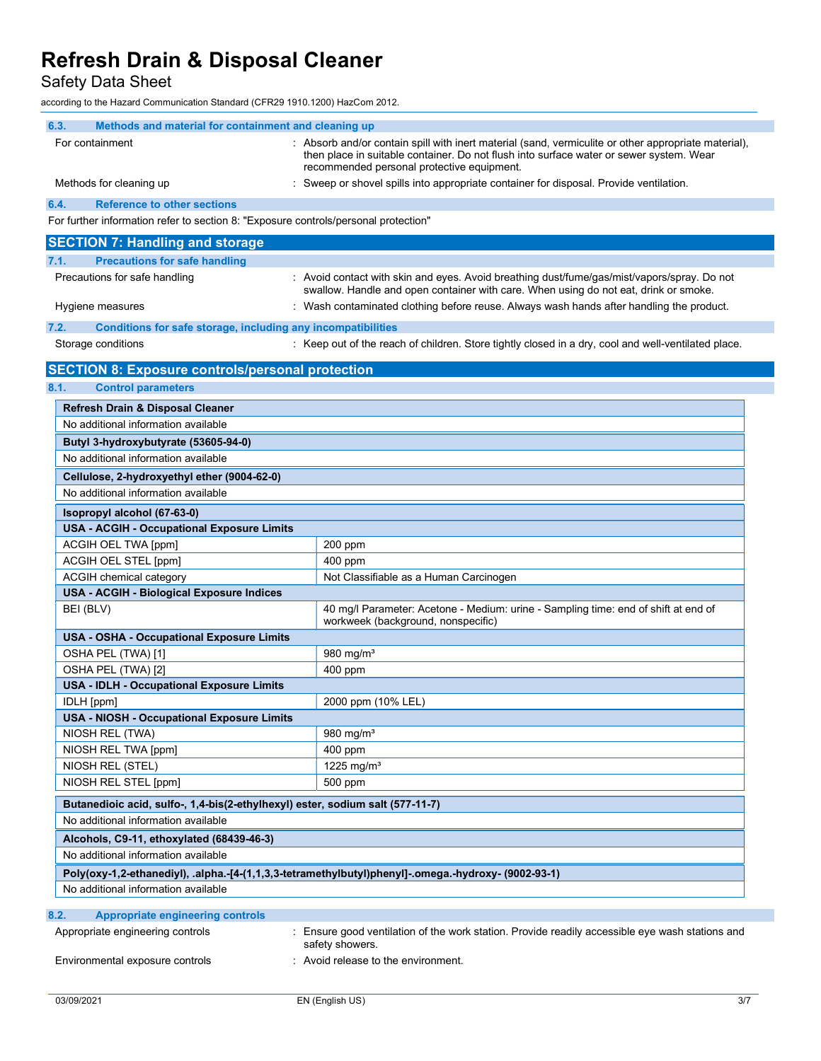### 6.3. Methods and material for containment and cleaning up

For containment : Absorb and/or contain spill with inert material (sand, vermiculite or other appropriate material), then place in suitable container. Do not flush into surface water or sewer system. Wear recommended personal protective equipment.

Methods for cleaning up : Sweep or shovel spills into appropriate container for disposal. Provide ventilation.

### 6.4. Reference to other sections

For further information refer to section 8: "Exposure controls/personal protection"

## SECTION 7: Handling and storage

### 7.1. Precautions for safe handling

Precautions for safe handling : Avoid contact with skin and eyes. Avoid breathing dust/fume/gas/mist/vapors/spray. Do not swallow. Handle and open container with care. When using do not eat, drink or smoke.

Hygiene measures : Wash contaminated clothing before reuse. Always wash hands after handling the product.

### 7.2. Conditions for safe storage, including any incompatibilities

Storage conditions : Keep out of the reach of children. Store tightly closed in a dry, cool and well-ventilated place.

## SECTION 8: Exposure controls/personal protection

### 8.1. Control parameters

| **Refresh Drain & Disposal Cleaner** | |
|---|---|
| No additional information available | |

| **Butyl 3-hydroxybutyrate (53605-94-0)** | |
|---|---|
| No additional information available | |

| **Cellulose, 2-hydroxyethyl ether (9004-62-0)** | |
|---|---|
| No additional information available | |

| **Isopropyl alcohol (67-63-0)** | |
|---|---|
| **USA - ACGIH - Occupational Exposure Limits** | |
| ACGIH OEL TWA [ppm] | 200 ppm |
| ACGIH OEL STEL [ppm] | 400 ppm |
| ACGIH chemical category | Not Classifiable as a Human Carcinogen |
| **USA - ACGIH - Biological Exposure Indices** | |
| BEI (BLV) | 40 mg/l Parameter: Acetone - Medium: urine - Sampling time: end of shift at end of workweek (background, nonspecific) |
| **USA - OSHA - Occupational Exposure Limits** | |
| OSHA PEL (TWA) [1] | 980 mg/m³ |
| OSHA PEL (TWA) [2] | 400 ppm |
| **USA - IDLH - Occupational Exposure Limits** | |
| IDLH [ppm] | 2000 ppm (10% LEL) |
| **USA - NIOSH - Occupational Exposure Limits** | |
| NIOSH REL (TWA) | 980 mg/m³ |
| NIOSH REL TWA [ppm] | 400 ppm |
| NIOSH REL (STEL) | 1225 mg/m³ |
| NIOSH REL STEL [ppm] | 500 ppm |

| **Butanedioic acid, sulfo-, 1,4-bis(2-ethylhexyl) ester, sodium salt (577-11-7)** | |
|---|---|
| No additional information available | |

| **Alcohols, C9-11, ethoxylated (68439-46-3)** | |
|---|---|
| No additional information available | |

| **Poly(oxy-1,2-ethanediyl), .alpha.-[4-(1,1,3,3-tetramethylbutyl)phenyl]-.omega.-hydroxy- (9002-93-1)** | |
|---|---|
| No additional information available | |

### 8.2. Appropriate engineering controls

Appropriate engineering controls : Ensure good ventilation of the work station. Provide readily accessible eye wash stations and safety showers.

Environmental exposure controls : Avoid release to the environment.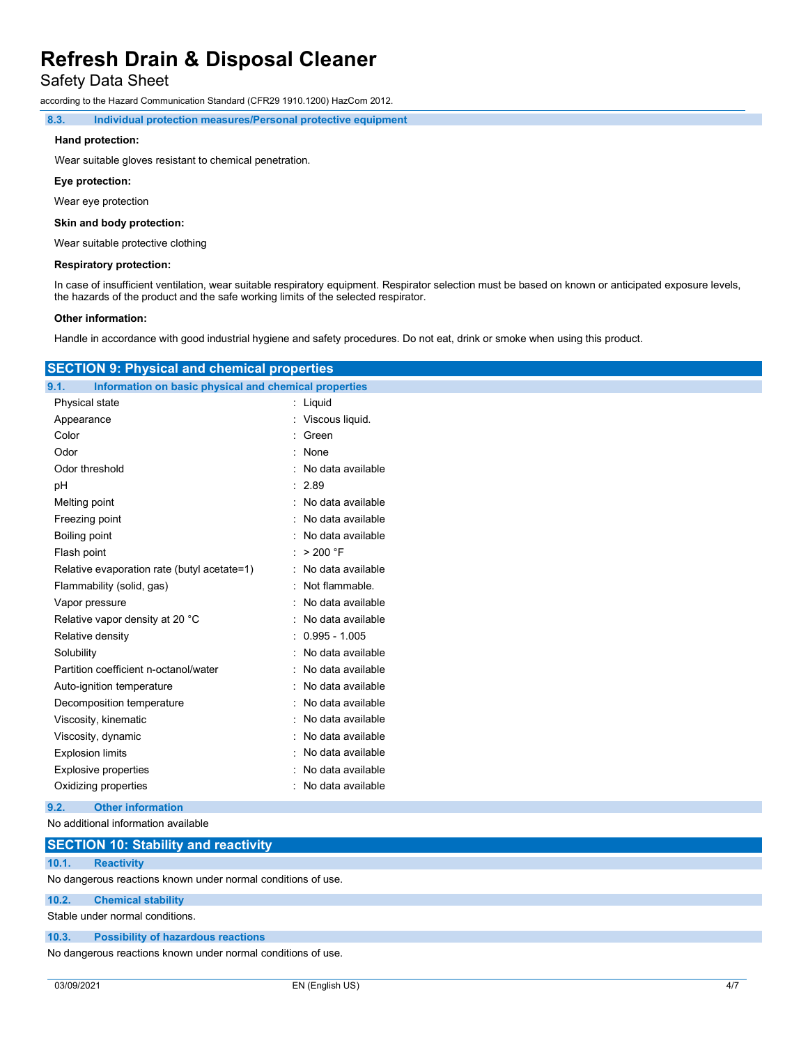### 8.3. Individual protection measures/Personal protective equipment

**Hand protection:**

Wear suitable gloves resistant to chemical penetration.

**Eye protection:**

Wear eye protection

**Skin and body protection:**

Wear suitable protective clothing

**Respiratory protection:**

In case of insufficient ventilation, wear suitable respiratory equipment. Respirator selection must be based on known or anticipated exposure levels, the hazards of the product and the safe working limits of the selected respirator.

**Other information:**

Handle in accordance with good industrial hygiene and safety procedures. Do not eat, drink or smoke when using this product.

## SECTION 9: Physical and chemical properties

### 9.1. Information on basic physical and chemical properties

| Property | Value |
|---|---|
| Physical state | Liquid |
| Appearance | Viscous liquid. |
| Color | Green |
| Odor | None |
| Odor threshold | No data available |
| pH | 2.89 |
| Melting point | No data available |
| Freezing point | No data available |
| Boiling point | No data available |
| Flash point | > 200 °F |
| Relative evaporation rate (butyl acetate=1) | No data available |
| Flammability (solid, gas) | Not flammable. |
| Vapor pressure | No data available |
| Relative vapor density at 20 °C | No data available |
| Relative density | 0.995 - 1.005 |
| Solubility | No data available |
| Partition coefficient n-octanol/water | No data available |
| Auto-ignition temperature | No data available |
| Decomposition temperature | No data available |
| Viscosity, kinematic | No data available |
| Viscosity, dynamic | No data available |
| Explosion limits | No data available |
| Explosive properties | No data available |
| Oxidizing properties | No data available |

### 9.2. Other information

No additional information available

## SECTION 10: Stability and reactivity

### 10.1. Reactivity

No dangerous reactions known under normal conditions of use.

### 10.2. Chemical stability

Stable under normal conditions.

### 10.3. Possibility of hazardous reactions

No dangerous reactions known under normal conditions of use.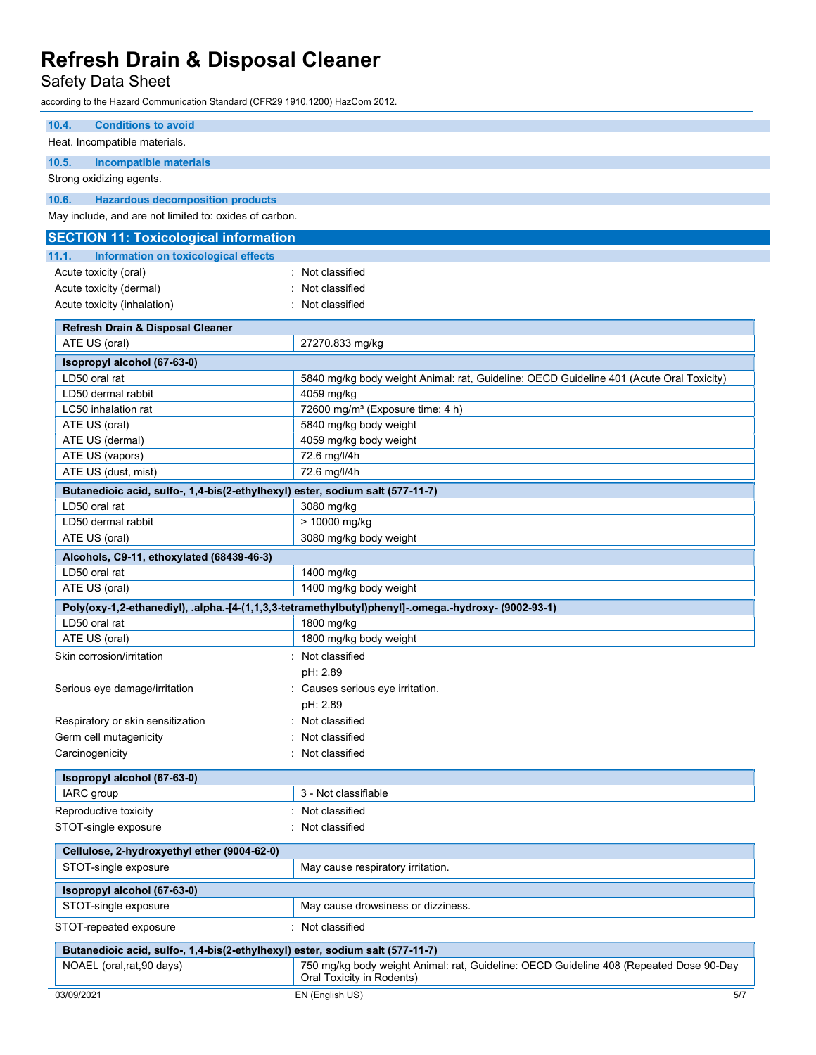### 10.4. Conditions to avoid

Heat. Incompatible materials.

### 10.5. Incompatible materials

Strong oxidizing agents.

### 10.6. Hazardous decomposition products

May include, and are not limited to: oxides of carbon.

## SECTION 11: Toxicological information

### 11.1. Information on toxicological effects

Acute toxicity (oral) : Not classified

Acute toxicity (dermal) : Not classified

Acute toxicity (inhalation) : Not classified

| Refresh Drain & Disposal Cleaner | |
|---|---|
| ATE US (oral) | 27270.833 mg/kg |

| Isopropyl alcohol (67-63-0) | |
|---|---|
| LD50 oral rat | 5840 mg/kg body weight Animal: rat, Guideline: OECD Guideline 401 (Acute Oral Toxicity) |
| LD50 dermal rabbit | 4059 mg/kg |
| LC50 inhalation rat | 72600 mg/m³ (Exposure time: 4 h) |
| ATE US (oral) | 5840 mg/kg body weight |
| ATE US (dermal) | 4059 mg/kg body weight |
| ATE US (vapors) | 72.6 mg/l/4h |
| ATE US (dust, mist) | 72.6 mg/l/4h |

| Butanedioic acid, sulfo-, 1,4-bis(2-ethylhexyl) ester, sodium salt (577-11-7) | |
|---|---|
| LD50 oral rat | 3080 mg/kg |
| LD50 dermal rabbit | > 10000 mg/kg |
| ATE US (oral) | 3080 mg/kg body weight |

| Alcohols, C9-11, ethoxylated (68439-46-3) | |
|---|---|
| LD50 oral rat | 1400 mg/kg |
| ATE US (oral) | 1400 mg/kg body weight |

| Poly(oxy-1,2-ethanediyl), .alpha.-[4-(1,1,3,3-tetramethylbutyl)phenyl]-.omega.-hydroxy- (9002-93-1) | |
|---|---|
| LD50 oral rat | 1800 mg/kg |
| ATE US (oral) | 1800 mg/kg body weight |

Skin corrosion/irritation : Not classified
pH: 2.89

Serious eye damage/irritation : Causes serious eye irritation.
pH: 2.89

Respiratory or skin sensitization : Not classified

Germ cell mutagenicity : Not classified

Carcinogenicity : Not classified

| Isopropyl alcohol (67-63-0) | |
|---|---|
| IARC group | 3 - Not classifiable |

Reproductive toxicity : Not classified

STOT-single exposure : Not classified

| Cellulose, 2-hydroxyethyl ether (9004-62-0) | |
|---|---|
| STOT-single exposure | May cause respiratory irritation. |

| Isopropyl alcohol (67-63-0) | |
|---|---|
| STOT-single exposure | May cause drowsiness or dizziness. |

STOT-repeated exposure : Not classified

| Butanedioic acid, sulfo-, 1,4-bis(2-ethylhexyl) ester, sodium salt (577-11-7) | |
|---|---|
| NOAEL (oral,rat,90 days) | 750 mg/kg body weight Animal: rat, Guideline: OECD Guideline 408 (Repeated Dose 90-Day Oral Toxicity in Rodents) |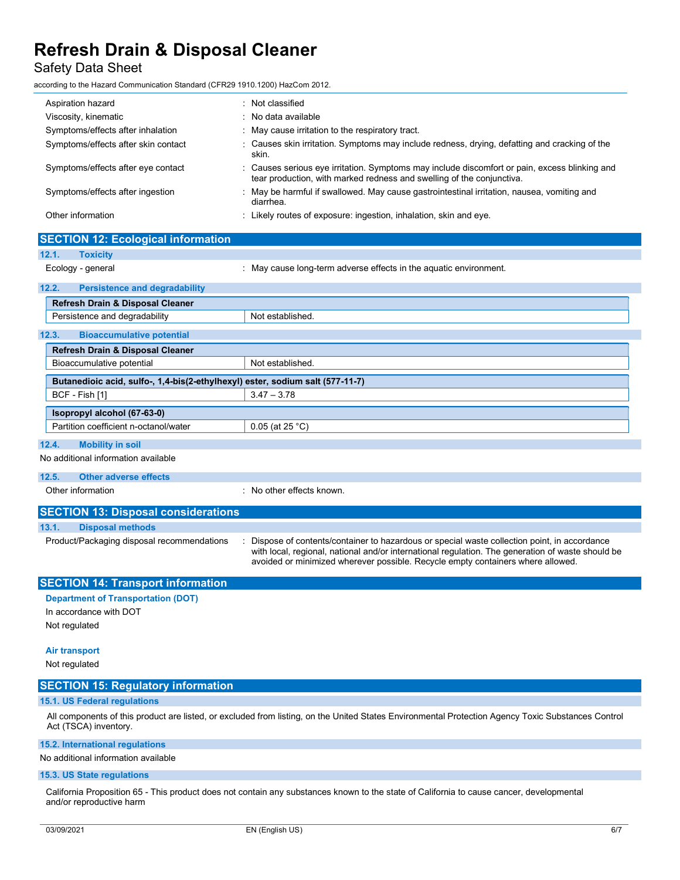| | |
|---|---|
| Aspiration hazard | : Not classified |
| Viscosity, kinematic | : No data available |
| Symptoms/effects after inhalation | : May cause irritation to the respiratory tract. |
| Symptoms/effects after skin contact | : Causes skin irritation. Symptoms may include redness, drying, defatting and cracking of the skin. |
| Symptoms/effects after eye contact | : Causes serious eye irritation. Symptoms may include discomfort or pain, excess blinking and tear production, with marked redness and swelling of the conjunctiva. |
| Symptoms/effects after ingestion | : May be harmful if swallowed. May cause gastrointestinal irritation, nausea, vomiting and diarrhea. |
| Other information | : Likely routes of exposure: ingestion, inhalation, skin and eye. |

## SECTION 12: Ecological information

### 12.1. Toxicity

Ecology - general : May cause long-term adverse effects in the aquatic environment.

### 12.2. Persistence and degradability

| Refresh Drain & Disposal Cleaner | |
|---|---|
| Persistence and degradability | Not established. |

### 12.3. Bioaccumulative potential

| Refresh Drain & Disposal Cleaner | |
|---|---|
| Bioaccumulative potential | Not established. |

| Butanedioic acid, sulfo-, 1,4-bis(2-ethylhexyl) ester, sodium salt (577-11-7) | |
|---|---|
| BCF - Fish [1] | 3.47 – 3.78 |

| Isopropyl alcohol (67-63-0) | |
|---|---|
| Partition coefficient n-octanol/water | 0.05 (at 25 °C) |

### 12.4. Mobility in soil

No additional information available

### 12.5. Other adverse effects

Other information : No other effects known.

## SECTION 13: Disposal considerations

### 13.1. Disposal methods

Product/Packaging disposal recommendations : Dispose of contents/container to hazardous or special waste collection point, in accordance with local, regional, national and/or international regulation. The generation of waste should be avoided or minimized wherever possible. Recycle empty containers where allowed.

## SECTION 14: Transport information

**Department of Transportation (DOT)**

In accordance with DOT

Not regulated

**Air transport**

Not regulated

## SECTION 15: Regulatory information

### 15.1. US Federal regulations

All components of this product are listed, or excluded from listing, on the United States Environmental Protection Agency Toxic Substances Control Act (TSCA) inventory.

### 15.2. International regulations

No additional information available

### 15.3. US State regulations

California Proposition 65 - This product does not contain any substances known to the state of California to cause cancer, developmental and/or reproductive harm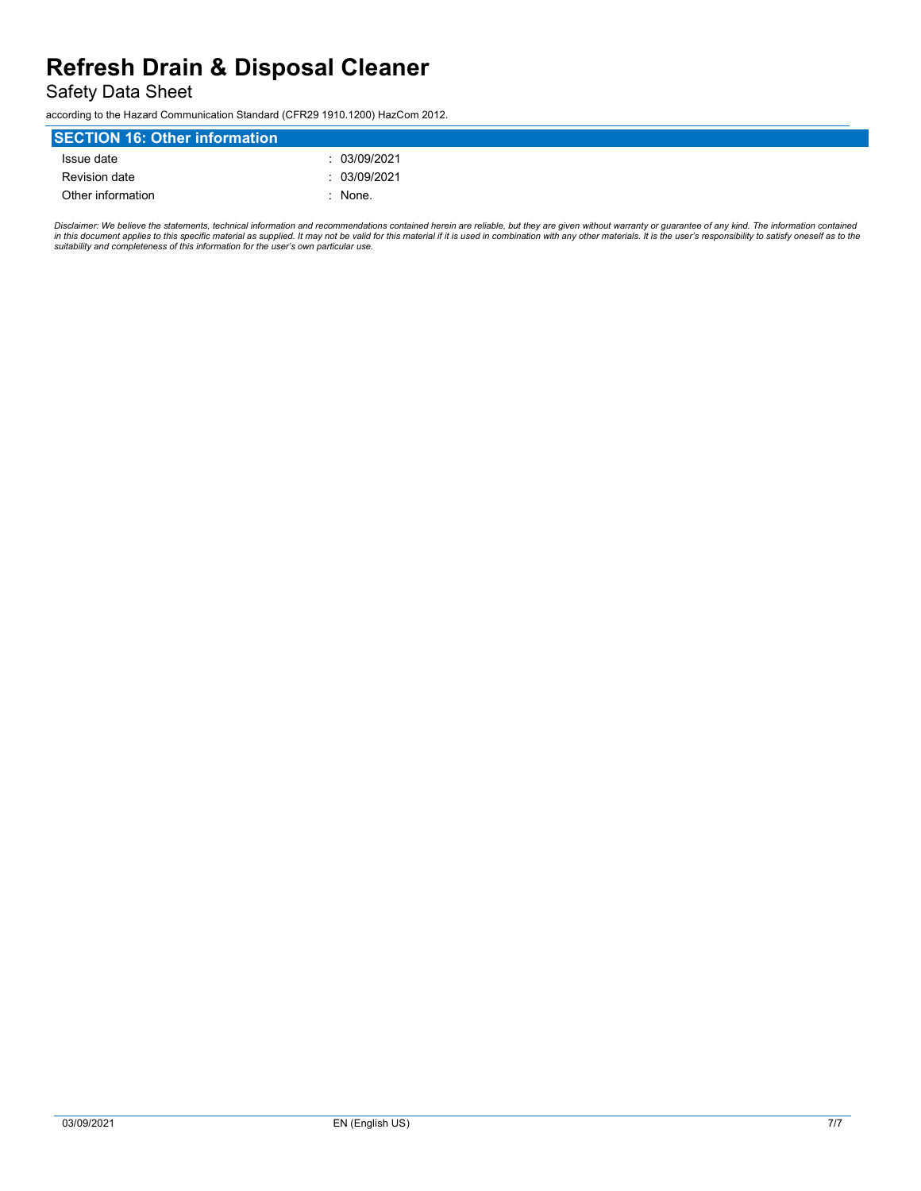## SECTION 16: Other information

| | |
|---|---|
| Issue date | : 03/09/2021 |
| Revision date | : 03/09/2021 |
| Other information | : None. |

*Disclaimer: We believe the statements, technical information and recommendations contained herein are reliable, but they are given without warranty or guarantee of any kind. The information contained in this document applies to this specific material as supplied. It may not be valid for this material if it is used in combination with any other materials. It is the user's responsibility to satisfy oneself as to the suitability and completeness of this information for the user's own particular use.*